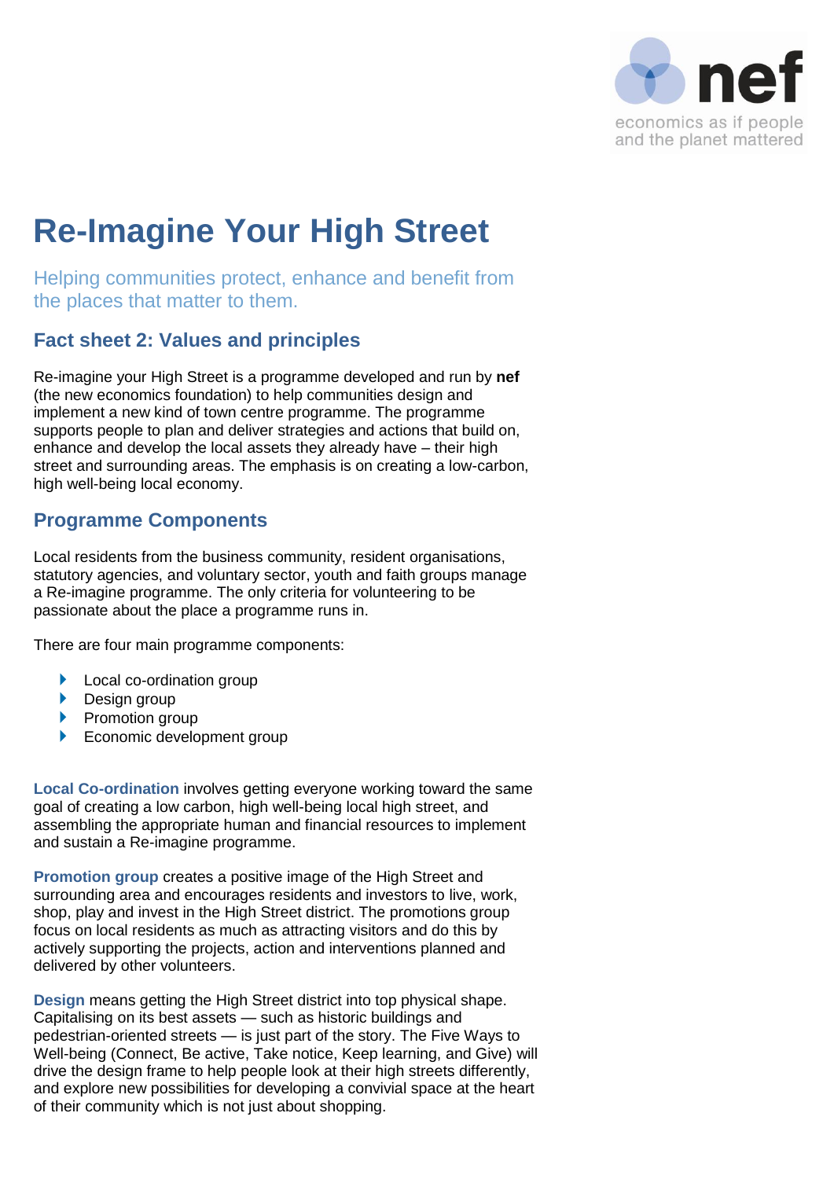nef

economics as if people and the planet mattered

# Re-Imagine Your High Street

Helping communities protect, enhance and benefit from the places that matter to them.

## Fact sheet 2: Values and principles

Re-imagine your High Street is a programme developed and run by **nef** (the new economics foundation) to help communities design and implement a new kind of town centre programme. The programme supports people to plan and deliver strategies and actions that build on, enhance and develop the local assets they already have – their high street and surrounding areas. The emphasis is on creating a low-carbon, high well-being local economy.

## Programme Components

Local residents from the business community, resident organisations, statutory agencies, and voluntary sector, youth and faith groups manage a Re-imagine programme. The only criteria for volunteering to be passionate about the place a programme runs in.

There are four main programme components:

- Local co-ordination group
- Design group
- Promotion group
- Economic development group

**Local Co-ordination** involves getting everyone working toward the same goal of creating a low carbon, high well-being local high street, and assembling the appropriate human and financial resources to implement and sustain a Re-imagine programme.

**Promotion group** creates a positive image of the High Street and surrounding area and encourages residents and investors to live, work, shop, play and invest in the High Street district. The promotions group focus on local residents as much as attracting visitors and do this by actively supporting the projects, action and interventions planned and delivered by other volunteers.

**Design** means getting the High Street district into top physical shape. Capitalising on its best assets — such as historic buildings and pedestrian-oriented streets — is just part of the story. The Five Ways to Well-being (Connect, Be active, Take notice, Keep learning, and Give) will drive the design frame to help people look at their high streets differently, and explore new possibilities for developing a convivial space at the heart of their community which is not just about shopping.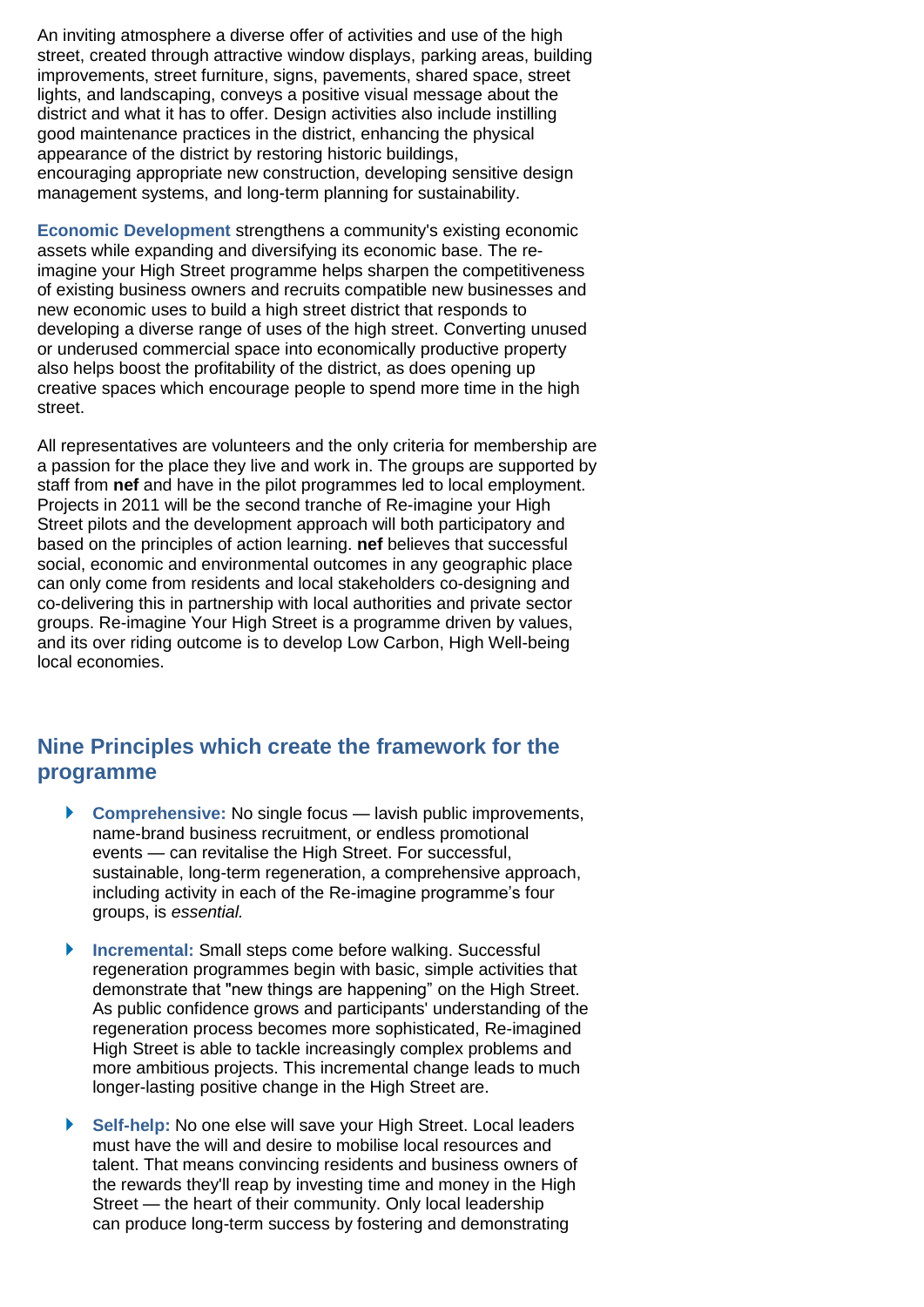An inviting atmosphere a diverse offer of activities and use of the high street, created through attractive window displays, parking areas, building improvements, street furniture, signs, pavements, shared space, street lights, and landscaping, conveys a positive visual message about the district and what it has to offer. Design activities also include instilling good maintenance practices in the district, enhancing the physical appearance of the district by restoring historic buildings, encouraging appropriate new construction, developing sensitive design management systems, and long-term planning for sustainability.

**Economic Development** strengthens a community's existing economic assets while expanding and diversifying its economic base. The re-imagine your High Street programme helps sharpen the competitiveness of existing business owners and recruits compatible new businesses and new economic uses to build a high street district that responds to developing a diverse range of uses of the high street. Converting unused or underused commercial space into economically productive property also helps boost the profitability of the district, as does opening up creative spaces which encourage people to spend more time in the high street.

All representatives are volunteers and the only criteria for membership are a passion for the place they live and work in. The groups are supported by staff from **nef** and have in the pilot programmes led to local employment. Projects in 2011 will be the second tranche of Re-imagine your High Street pilots and the development approach will both participatory and based on the principles of action learning. **nef** believes that successful social, economic and environmental outcomes in any geographic place can only come from residents and local stakeholders co-designing and co-delivering this in partnership with local authorities and private sector groups. Re-imagine Your High Street is a programme driven by values, and its over riding outcome is to develop Low Carbon, High Well-being local economies.

## Nine Principles which create the framework for the programme

- **Comprehensive:** No single focus — lavish public improvements, name-brand business recruitment, or endless promotional events — can revitalise the High Street. For successful, sustainable, long-term regeneration, a comprehensive approach, including activity in each of the Re-imagine programme's four groups, is *essential.*

- **Incremental:** Small steps come before walking. Successful regeneration programmes begin with basic, simple activities that demonstrate that "new things are happening" on the High Street. As public confidence grows and participants' understanding of the regeneration process becomes more sophisticated, Re-imagined High Street is able to tackle increasingly complex problems and more ambitious projects. This incremental change leads to much longer-lasting positive change in the High Street are.

- **Self-help:** No one else will save your High Street. Local leaders must have the will and desire to mobilise local resources and talent. That means convincing residents and business owners of the rewards they'll reap by investing time and money in the High Street — the heart of their community. Only local leadership can produce long-term success by fostering and demonstrating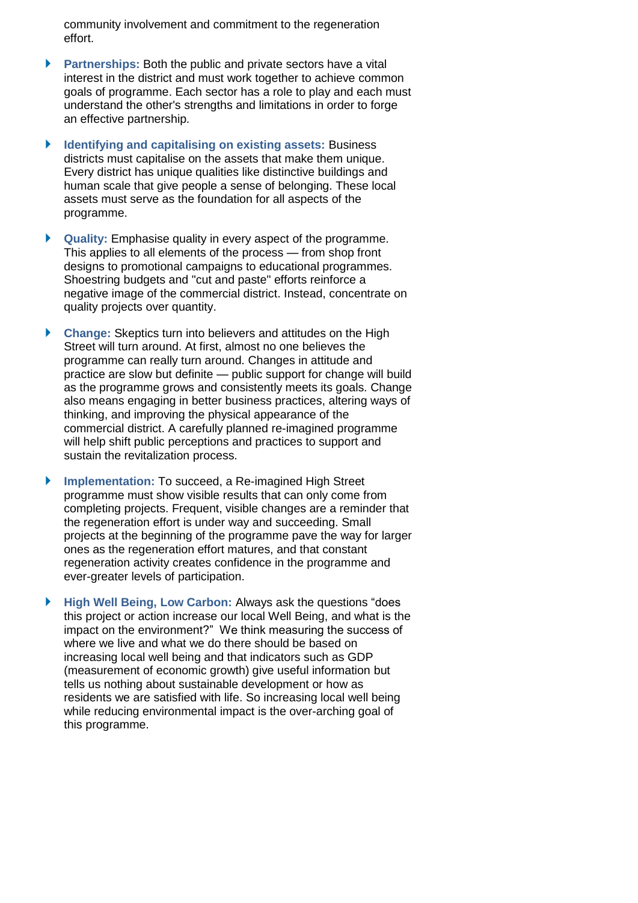community involvement and commitment to the regeneration effort.

- **Partnerships:** Both the public and private sectors have a vital interest in the district and must work together to achieve common goals of programme. Each sector has a role to play and each must understand the other's strengths and limitations in order to forge an effective partnership.

- **Identifying and capitalising on existing assets:** Business districts must capitalise on the assets that make them unique. Every district has unique qualities like distinctive buildings and human scale that give people a sense of belonging. These local assets must serve as the foundation for all aspects of the programme.

- **Quality:** Emphasise quality in every aspect of the programme. This applies to all elements of the process — from shop front designs to promotional campaigns to educational programmes. Shoestring budgets and "cut and paste" efforts reinforce a negative image of the commercial district. Instead, concentrate on quality projects over quantity.

- **Change:** Skeptics turn into believers and attitudes on the High Street will turn around. At first, almost no one believes the programme can really turn around. Changes in attitude and practice are slow but definite — public support for change will build as the programme grows and consistently meets its goals. Change also means engaging in better business practices, altering ways of thinking, and improving the physical appearance of the commercial district. A carefully planned re-imagined programme will help shift public perceptions and practices to support and sustain the revitalization process.

- **Implementation:** To succeed, a Re-imagined High Street programme must show visible results that can only come from completing projects. Frequent, visible changes are a reminder that the regeneration effort is under way and succeeding. Small projects at the beginning of the programme pave the way for larger ones as the regeneration effort matures, and that constant regeneration activity creates confidence in the programme and ever-greater levels of participation.

- **High Well Being, Low Carbon:** Always ask the questions "does this project or action increase our local Well Being, and what is the impact on the environment?" We think measuring the success of where we live and what we do there should be based on increasing local well being and that indicators such as GDP (measurement of economic growth) give useful information but tells us nothing about sustainable development or how as residents we are satisfied with life. So increasing local well being while reducing environmental impact is the over-arching goal of this programme.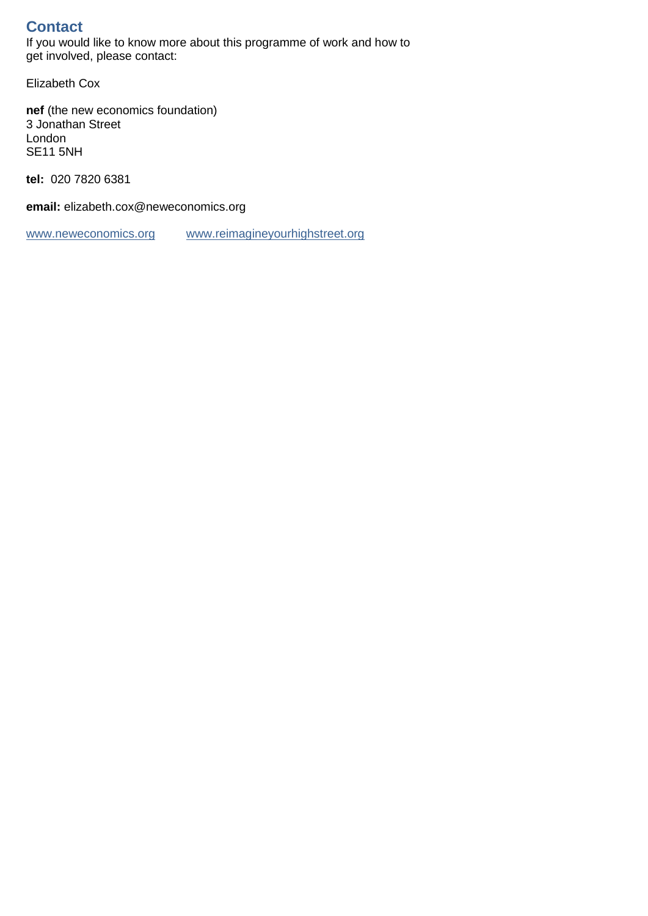## Contact

If you would like to know more about this programme of work and how to get involved, please contact:

Elizabeth Cox

**nef** (the new economics foundation)
3 Jonathan Street
London
SE11 5NH

**tel:** 020 7820 6381

**email:** elizabeth.cox@neweconomics.org

www.neweconomics.org  www.reimagineyourhighstreet.org